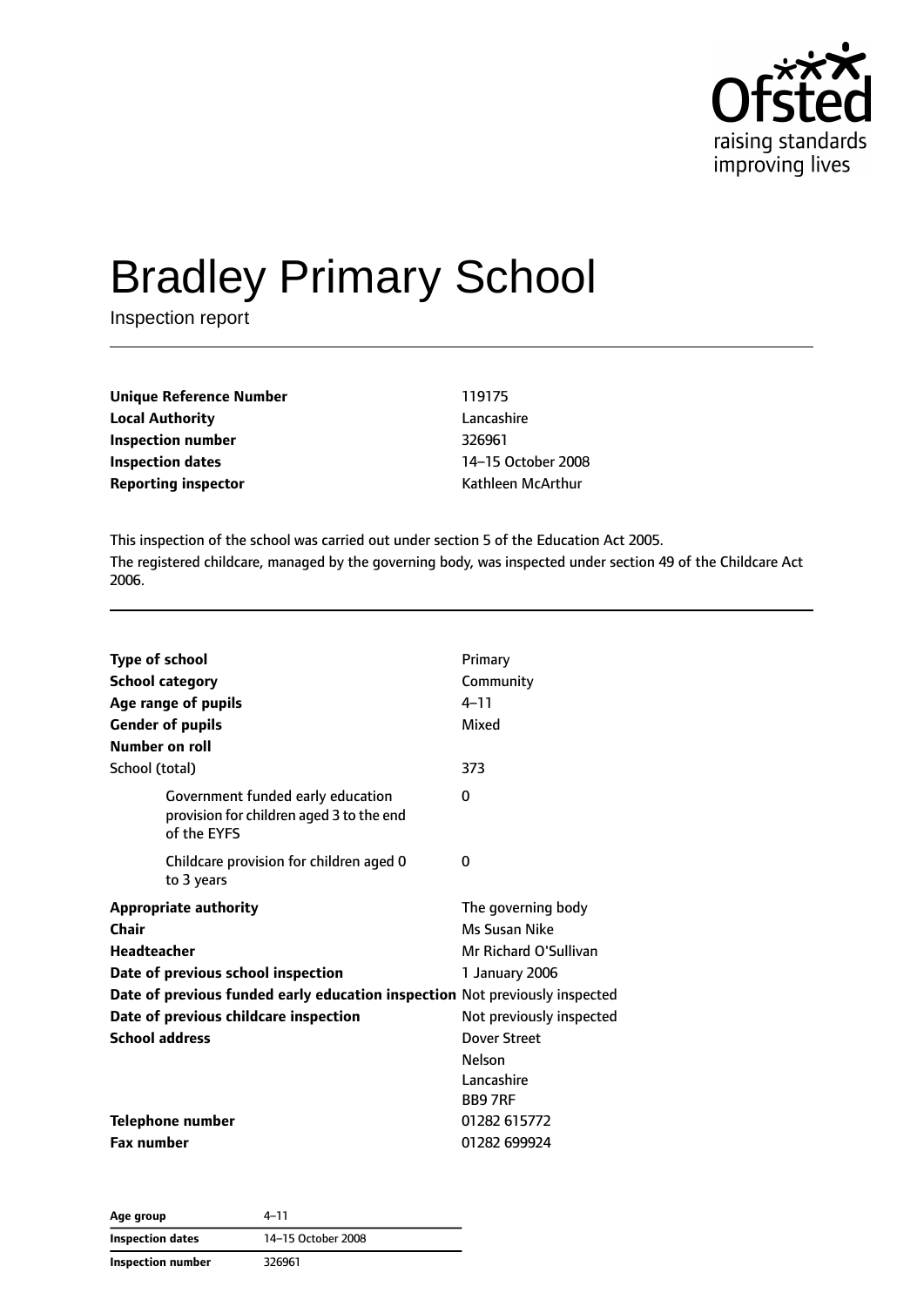# Bradley Primary School

Inspection report

| | |
|---|---|
| **Unique Reference Number** | 119175 |
| **Local Authority** | Lancashire |
| **Inspection number** | 326961 |
| **Inspection dates** | 14–15 October 2008 |
| **Reporting inspector** | Kathleen McArthur |

This inspection of the school was carried out under section 5 of the Education Act 2005.

The registered childcare, managed by the governing body, was inspected under section 49 of the Childcare Act 2006.

| | |
|---|---|
| **Type of school** | Primary |
| **School category** | Community |
| **Age range of pupils** | 4–11 |
| **Gender of pupils** | Mixed |
| **Number on roll** | |
| School (total) | 373 |
| Government funded early education provision for children aged 3 to the end of the EYFS | 0 |
| Childcare provision for children aged 0 to 3 years | 0 |
| **Appropriate authority** | The governing body |
| **Chair** | Ms Susan Nike |
| **Headteacher** | Mr Richard O'Sullivan |
| **Date of previous school inspection** | 1 January 2006 |
| **Date of previous funded early education inspection** | Not previously inspected |
| **Date of previous childcare inspection** | Not previously inspected |
| **School address** | Dover Street<br>Nelson<br>Lancashire<br>BB9 7RF |
| **Telephone number** | 01282 615772 |
| **Fax number** | 01282 699924 |

| | |
|---|---|
| **Age group** | 4–11 |
| **Inspection dates** | 14–15 October 2008 |
| **Inspection number** | 326961 |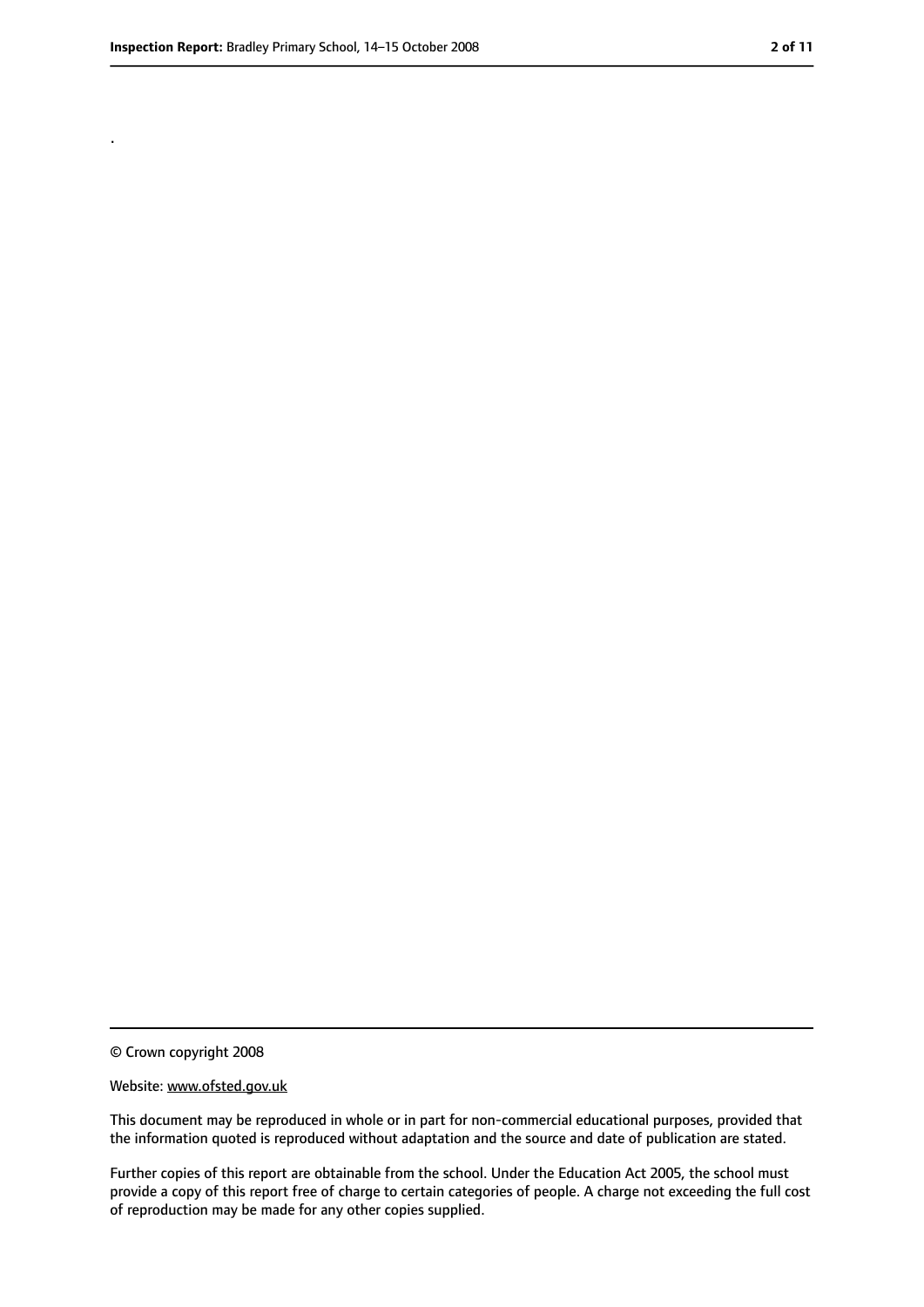.

© Crown copyright 2008

Website: www.ofsted.gov.uk

This document may be reproduced in whole or in part for non-commercial educational purposes, provided that the information quoted is reproduced without adaptation and the source and date of publication are stated.

Further copies of this report are obtainable from the school. Under the Education Act 2005, the school must provide a copy of this report free of charge to certain categories of people. A charge not exceeding the full cost of reproduction may be made for any other copies supplied.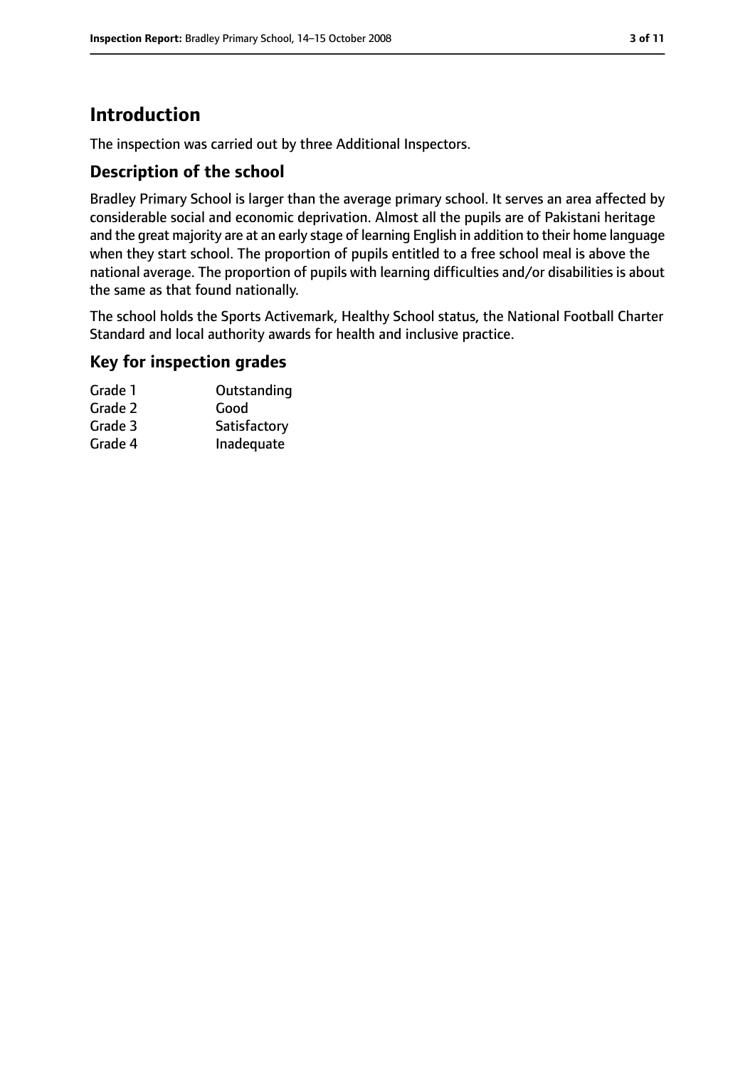# Introduction

The inspection was carried out by three Additional Inspectors.

## Description of the school

Bradley Primary School is larger than the average primary school. It serves an area affected by considerable social and economic deprivation. Almost all the pupils are of Pakistani heritage and the great majority are at an early stage of learning English in addition to their home language when they start school. The proportion of pupils entitled to a free school meal is above the national average. The proportion of pupils with learning difficulties and/or disabilities is about the same as that found nationally.

The school holds the Sports Activemark, Healthy School status, the National Football Charter Standard and local authority awards for health and inclusive practice.

## Key for inspection grades

| | |
|---|---|
| Grade 1 | Outstanding |
| Grade 2 | Good |
| Grade 3 | Satisfactory |
| Grade 4 | Inadequate |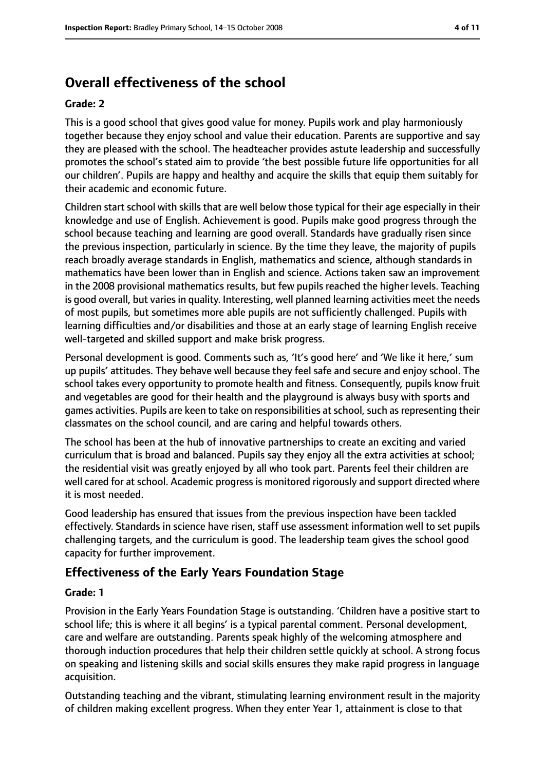# Overall effectiveness of the school

**Grade: 2**

This is a good school that gives good value for money. Pupils work and play harmoniously together because they enjoy school and value their education. Parents are supportive and say they are pleased with the school. The headteacher provides astute leadership and successfully promotes the school's stated aim to provide 'the best possible future life opportunities for all our children'. Pupils are happy and healthy and acquire the skills that equip them suitably for their academic and economic future.

Children start school with skills that are well below those typical for their age especially in their knowledge and use of English. Achievement is good. Pupils make good progress through the school because teaching and learning are good overall. Standards have gradually risen since the previous inspection, particularly in science. By the time they leave, the majority of pupils reach broadly average standards in English, mathematics and science, although standards in mathematics have been lower than in English and science. Actions taken saw an improvement in the 2008 provisional mathematics results, but few pupils reached the higher levels. Teaching is good overall, but varies in quality. Interesting, well planned learning activities meet the needs of most pupils, but sometimes more able pupils are not sufficiently challenged. Pupils with learning difficulties and/or disabilities and those at an early stage of learning English receive well-targeted and skilled support and make brisk progress.

Personal development is good. Comments such as, 'It's good here' and 'We like it here,' sum up pupils' attitudes. They behave well because they feel safe and secure and enjoy school. The school takes every opportunity to promote health and fitness. Consequently, pupils know fruit and vegetables are good for their health and the playground is always busy with sports and games activities. Pupils are keen to take on responsibilities at school, such as representing their classmates on the school council, and are caring and helpful towards others.

The school has been at the hub of innovative partnerships to create an exciting and varied curriculum that is broad and balanced. Pupils say they enjoy all the extra activities at school; the residential visit was greatly enjoyed by all who took part. Parents feel their children are well cared for at school. Academic progress is monitored rigorously and support directed where it is most needed.

Good leadership has ensured that issues from the previous inspection have been tackled effectively. Standards in science have risen, staff use assessment information well to set pupils challenging targets, and the curriculum is good. The leadership team gives the school good capacity for further improvement.

## Effectiveness of the Early Years Foundation Stage

**Grade: 1**

Provision in the Early Years Foundation Stage is outstanding. 'Children have a positive start to school life; this is where it all begins' is a typical parental comment. Personal development, care and welfare are outstanding. Parents speak highly of the welcoming atmosphere and thorough induction procedures that help their children settle quickly at school. A strong focus on speaking and listening skills and social skills ensures they make rapid progress in language acquisition.

Outstanding teaching and the vibrant, stimulating learning environment result in the majority of children making excellent progress. When they enter Year 1, attainment is close to that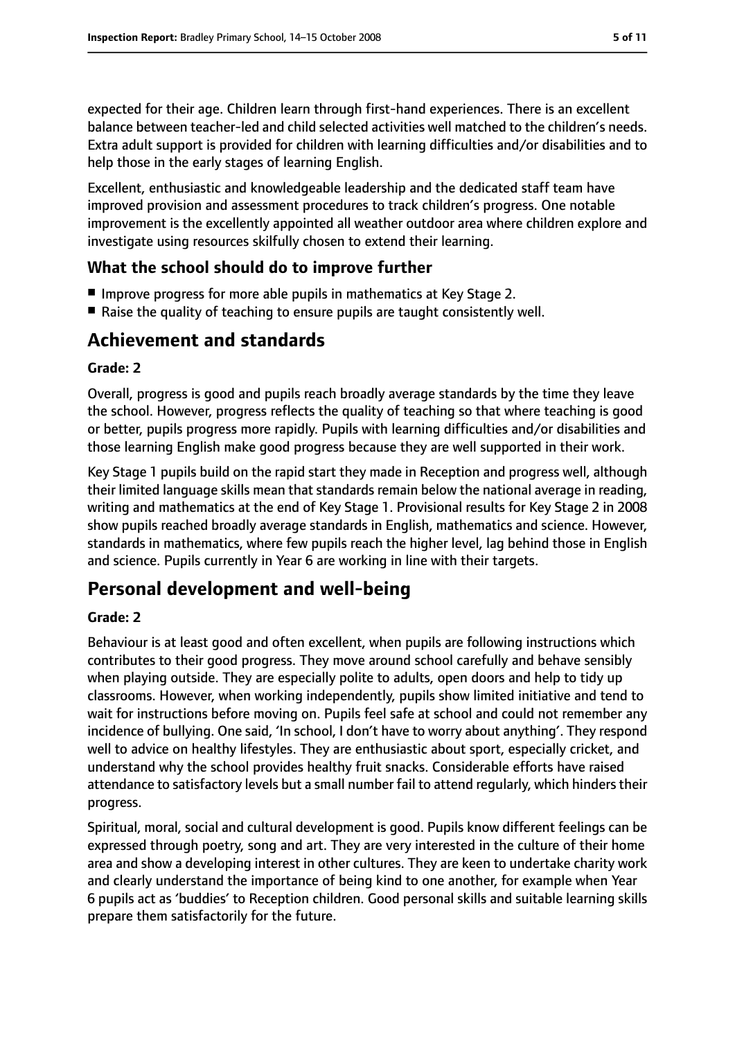expected for their age. Children learn through first-hand experiences. There is an excellent balance between teacher-led and child selected activities well matched to the children's needs. Extra adult support is provided for children with learning difficulties and/or disabilities and to help those in the early stages of learning English.

Excellent, enthusiastic and knowledgeable leadership and the dedicated staff team have improved provision and assessment procedures to track children's progress. One notable improvement is the excellently appointed all weather outdoor area where children explore and investigate using resources skilfully chosen to extend their learning.

### What the school should do to improve further

- Improve progress for more able pupils in mathematics at Key Stage 2.
- Raise the quality of teaching to ensure pupils are taught consistently well.

## Achievement and standards

**Grade: 2**

Overall, progress is good and pupils reach broadly average standards by the time they leave the school. However, progress reflects the quality of teaching so that where teaching is good or better, pupils progress more rapidly. Pupils with learning difficulties and/or disabilities and those learning English make good progress because they are well supported in their work.

Key Stage 1 pupils build on the rapid start they made in Reception and progress well, although their limited language skills mean that standards remain below the national average in reading, writing and mathematics at the end of Key Stage 1. Provisional results for Key Stage 2 in 2008 show pupils reached broadly average standards in English, mathematics and science. However, standards in mathematics, where few pupils reach the higher level, lag behind those in English and science. Pupils currently in Year 6 are working in line with their targets.

## Personal development and well-being

**Grade: 2**

Behaviour is at least good and often excellent, when pupils are following instructions which contributes to their good progress. They move around school carefully and behave sensibly when playing outside. They are especially polite to adults, open doors and help to tidy up classrooms. However, when working independently, pupils show limited initiative and tend to wait for instructions before moving on. Pupils feel safe at school and could not remember any incidence of bullying. One said, 'In school, I don't have to worry about anything'. They respond well to advice on healthy lifestyles. They are enthusiastic about sport, especially cricket, and understand why the school provides healthy fruit snacks. Considerable efforts have raised attendance to satisfactory levels but a small number fail to attend regularly, which hinders their progress.

Spiritual, moral, social and cultural development is good. Pupils know different feelings can be expressed through poetry, song and art. They are very interested in the culture of their home area and show a developing interest in other cultures. They are keen to undertake charity work and clearly understand the importance of being kind to one another, for example when Year 6 pupils act as 'buddies' to Reception children. Good personal skills and suitable learning skills prepare them satisfactorily for the future.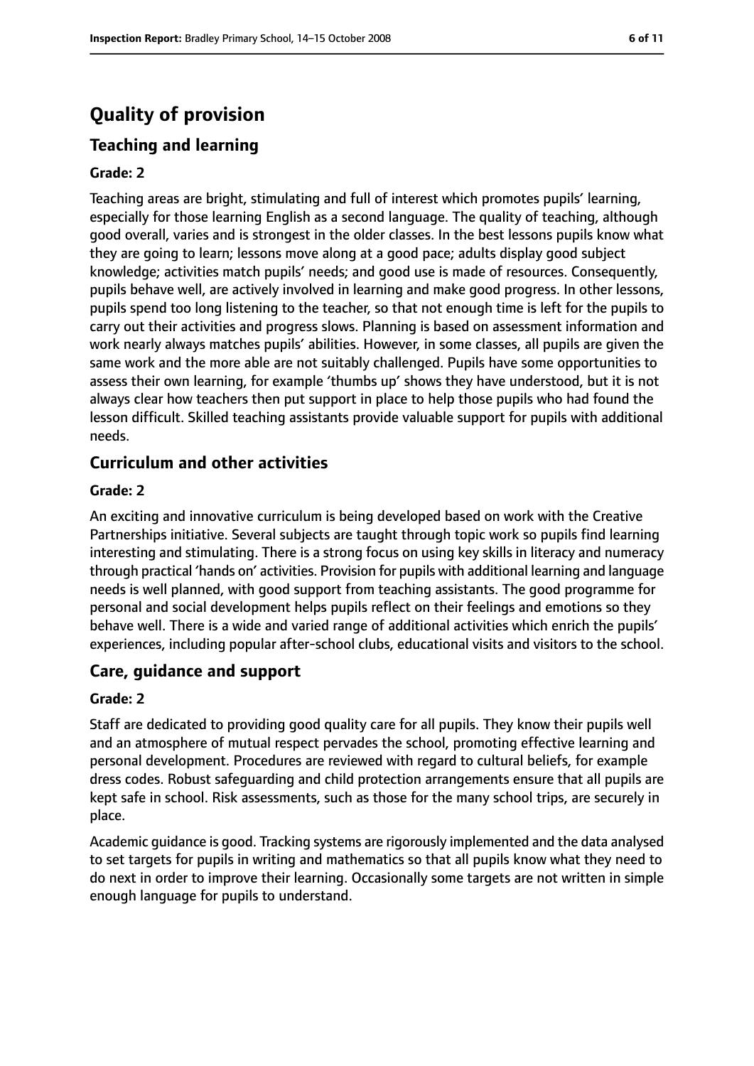# Quality of provision

## Teaching and learning

**Grade: 2**

Teaching areas are bright, stimulating and full of interest which promotes pupils' learning, especially for those learning English as a second language. The quality of teaching, although good overall, varies and is strongest in the older classes. In the best lessons pupils know what they are going to learn; lessons move along at a good pace; adults display good subject knowledge; activities match pupils' needs; and good use is made of resources. Consequently, pupils behave well, are actively involved in learning and make good progress. In other lessons, pupils spend too long listening to the teacher, so that not enough time is left for the pupils to carry out their activities and progress slows. Planning is based on assessment information and work nearly always matches pupils' abilities. However, in some classes, all pupils are given the same work and the more able are not suitably challenged. Pupils have some opportunities to assess their own learning, for example 'thumbs up' shows they have understood, but it is not always clear how teachers then put support in place to help those pupils who had found the lesson difficult. Skilled teaching assistants provide valuable support for pupils with additional needs.

## Curriculum and other activities

**Grade: 2**

An exciting and innovative curriculum is being developed based on work with the Creative Partnerships initiative. Several subjects are taught through topic work so pupils find learning interesting and stimulating. There is a strong focus on using key skills in literacy and numeracy through practical 'hands on' activities. Provision for pupils with additional learning and language needs is well planned, with good support from teaching assistants. The good programme for personal and social development helps pupils reflect on their feelings and emotions so they behave well. There is a wide and varied range of additional activities which enrich the pupils' experiences, including popular after-school clubs, educational visits and visitors to the school.

## Care, guidance and support

**Grade: 2**

Staff are dedicated to providing good quality care for all pupils. They know their pupils well and an atmosphere of mutual respect pervades the school, promoting effective learning and personal development. Procedures are reviewed with regard to cultural beliefs, for example dress codes. Robust safeguarding and child protection arrangements ensure that all pupils are kept safe in school. Risk assessments, such as those for the many school trips, are securely in place.

Academic guidance is good. Tracking systems are rigorously implemented and the data analysed to set targets for pupils in writing and mathematics so that all pupils know what they need to do next in order to improve their learning. Occasionally some targets are not written in simple enough language for pupils to understand.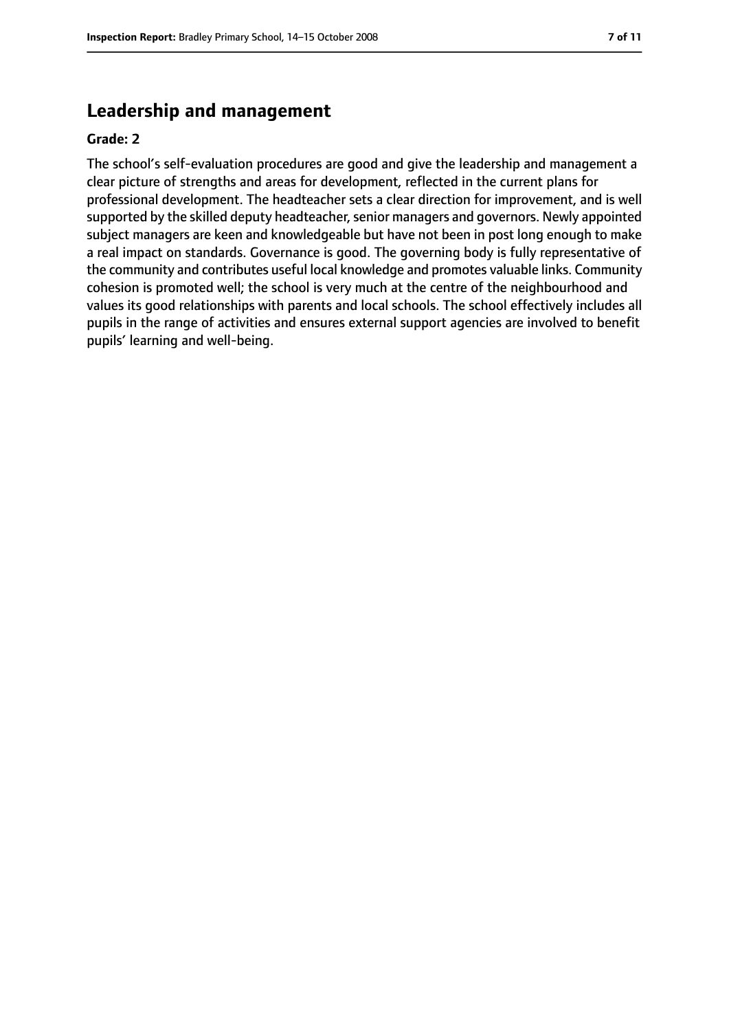## Leadership and management

**Grade: 2**

The school's self-evaluation procedures are good and give the leadership and management a clear picture of strengths and areas for development, reflected in the current plans for professional development. The headteacher sets a clear direction for improvement, and is well supported by the skilled deputy headteacher, senior managers and governors. Newly appointed subject managers are keen and knowledgeable but have not been in post long enough to make a real impact on standards. Governance is good. The governing body is fully representative of the community and contributes useful local knowledge and promotes valuable links. Community cohesion is promoted well; the school is very much at the centre of the neighbourhood and values its good relationships with parents and local schools. The school effectively includes all pupils in the range of activities and ensures external support agencies are involved to benefit pupils' learning and well-being.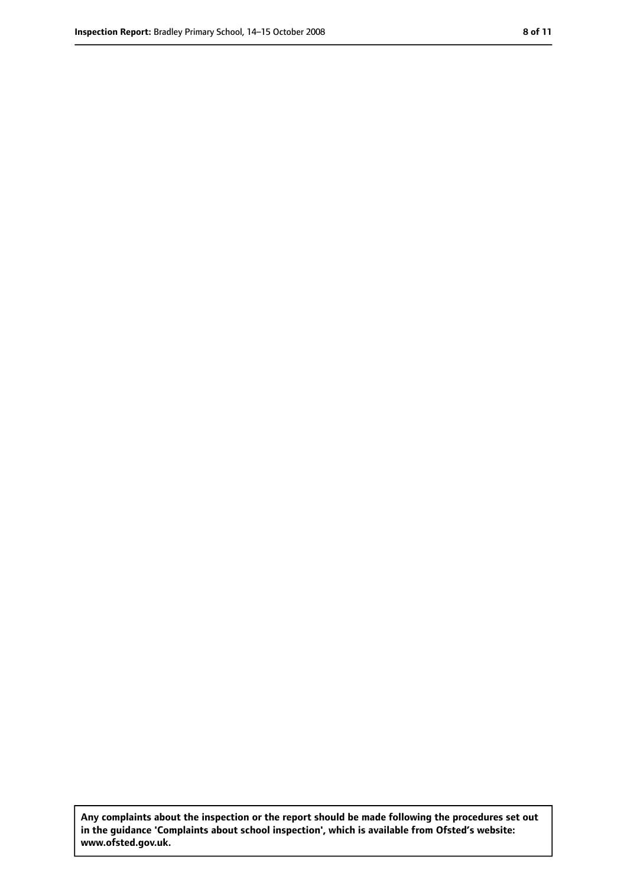**Any complaints about the inspection or the report should be made following the procedures set out in the guidance 'Complaints about school inspection', which is available from Ofsted's website: www.ofsted.gov.uk.**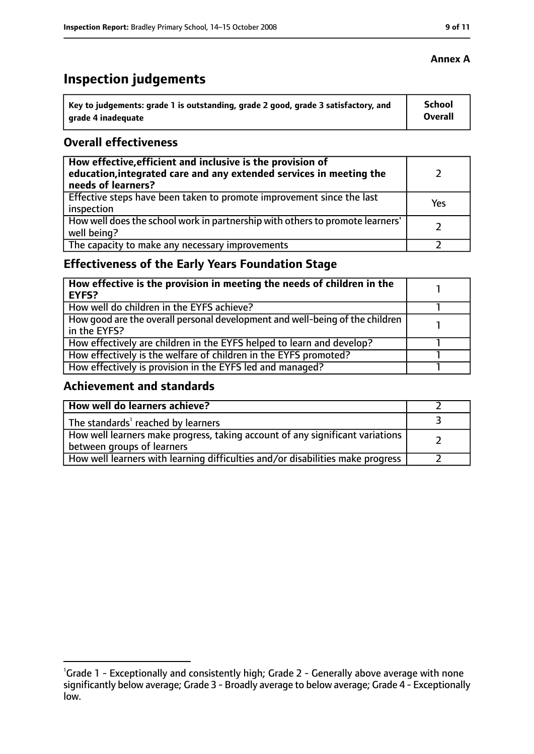**Annex A**

# Inspection judgements

| Key to judgements: grade 1 is outstanding, grade 2 good, grade 3 satisfactory, and grade 4 inadequate | School Overall |
|---|---|

## Overall effectiveness

| | |
|---|---|
| **How effective, efficient and inclusive is the provision of education, integrated care and any extended services in meeting the needs of learners?** | 2 |
| Effective steps have been taken to promote improvement since the last inspection | Yes |
| How well does the school work in partnership with others to promote learners' well being? | 2 |
| The capacity to make any necessary improvements | 2 |

## Effectiveness of the Early Years Foundation Stage

| | |
|---|---|
| **How effective is the provision in meeting the needs of children in the EYFS?** | 1 |
| How well do children in the EYFS achieve? | 1 |
| How good are the overall personal development and well-being of the children in the EYFS? | 1 |
| How effectively are children in the EYFS helped to learn and develop? | 1 |
| How effectively is the welfare of children in the EYFS promoted? | 1 |
| How effectively is provision in the EYFS led and managed? | 1 |

## Achievement and standards

| | |
|---|---|
| **How well do learners achieve?** | 2 |
| The standards[1] reached by learners | 3 |
| How well learners make progress, taking account of any significant variations between groups of learners | 2 |
| How well learners with learning difficulties and/or disabilities make progress | 2 |

[1]Grade 1 - Exceptionally and consistently high; Grade 2 - Generally above average with none significantly below average; Grade 3 - Broadly average to below average; Grade 4 - Exceptionally low.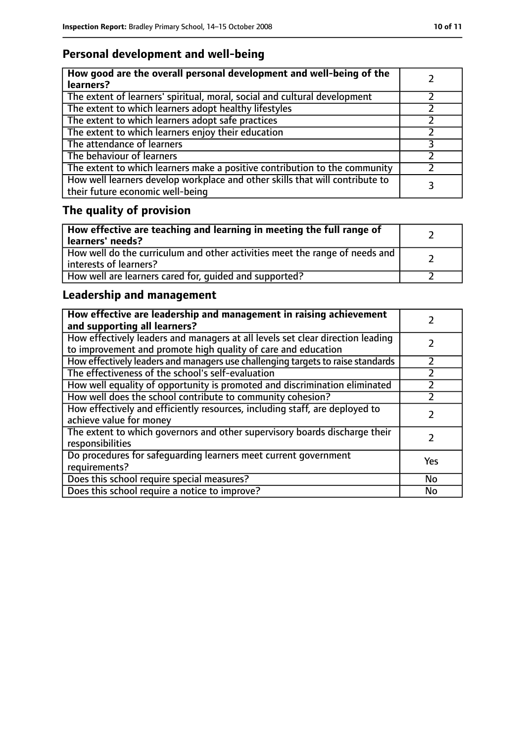## Personal development and well-being

| How good are the overall personal development and well-being of the learners? | 2 |
|---|---|
| The extent of learners' spiritual, moral, social and cultural development | 2 |
| The extent to which learners adopt healthy lifestyles | 2 |
| The extent to which learners adopt safe practices | 2 |
| The extent to which learners enjoy their education | 2 |
| The attendance of learners | 3 |
| The behaviour of learners | 2 |
| The extent to which learners make a positive contribution to the community | 2 |
| How well learners develop workplace and other skills that will contribute to their future economic well-being | 3 |

## The quality of provision

| How effective are teaching and learning in meeting the full range of learners' needs? | 2 |
|---|---|
| How well do the curriculum and other activities meet the range of needs and interests of learners? | 2 |
| How well are learners cared for, guided and supported? | 2 |

## Leadership and management

| How effective are leadership and management in raising achievement and supporting all learners? | 2 |
|---|---|
| How effectively leaders and managers at all levels set clear direction leading to improvement and promote high quality of care and education | 2 |
| How effectively leaders and managers use challenging targets to raise standards | 2 |
| The effectiveness of the school's self-evaluation | 2 |
| How well equality of opportunity is promoted and discrimination eliminated | 2 |
| How well does the school contribute to community cohesion? | 2 |
| How effectively and efficiently resources, including staff, are deployed to achieve value for money | 2 |
| The extent to which governors and other supervisory boards discharge their responsibilities | 2 |
| Do procedures for safeguarding learners meet current government requirements? | Yes |
| Does this school require special measures? | No |
| Does this school require a notice to improve? | No |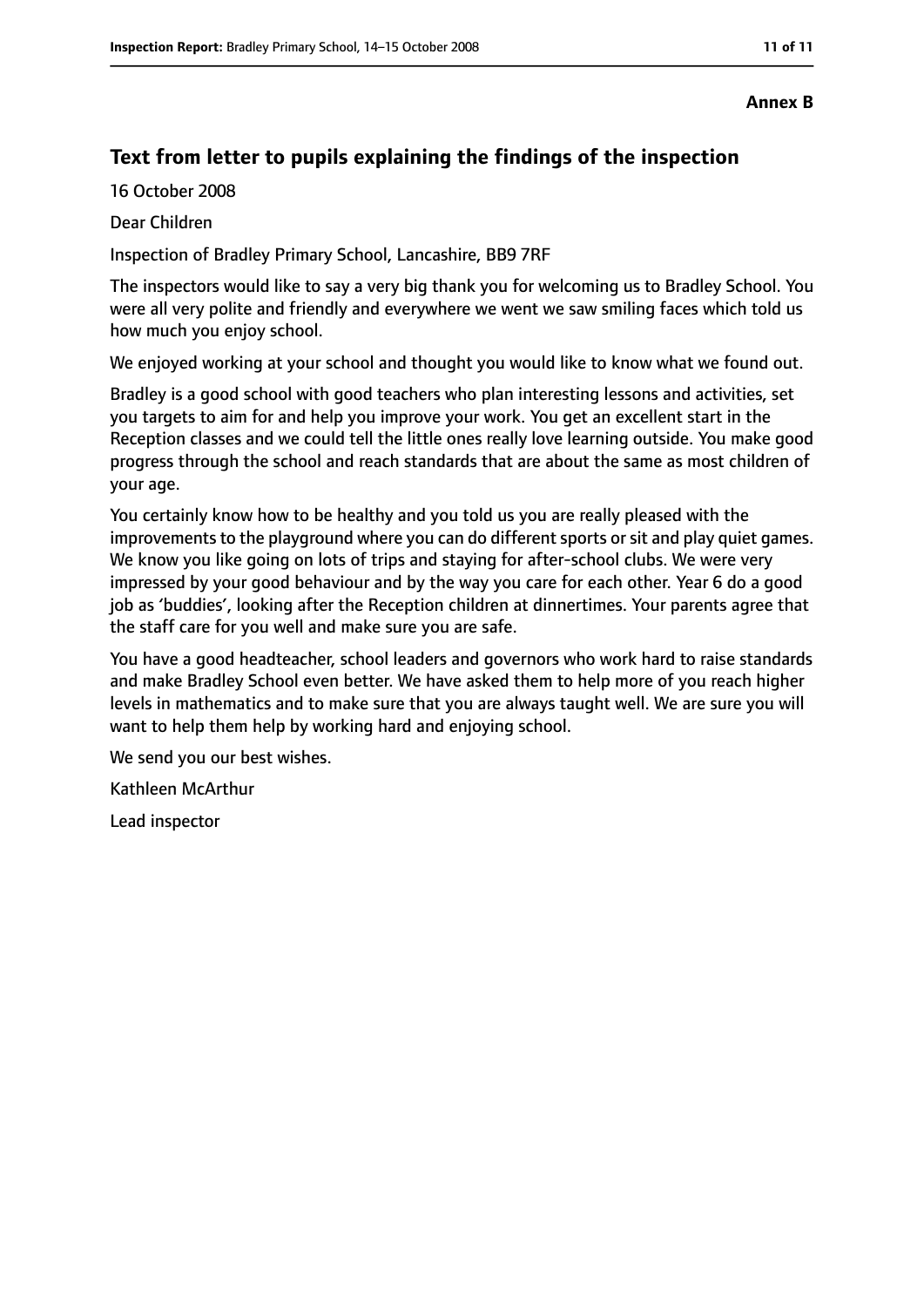**Annex B**

## Text from letter to pupils explaining the findings of the inspection

16 October 2008

Dear Children

Inspection of Bradley Primary School, Lancashire, BB9 7RF

The inspectors would like to say a very big thank you for welcoming us to Bradley School. You were all very polite and friendly and everywhere we went we saw smiling faces which told us how much you enjoy school.

We enjoyed working at your school and thought you would like to know what we found out.

Bradley is a good school with good teachers who plan interesting lessons and activities, set you targets to aim for and help you improve your work. You get an excellent start in the Reception classes and we could tell the little ones really love learning outside. You make good progress through the school and reach standards that are about the same as most children of your age.

You certainly know how to be healthy and you told us you are really pleased with the improvements to the playground where you can do different sports or sit and play quiet games. We know you like going on lots of trips and staying for after-school clubs. We were very impressed by your good behaviour and by the way you care for each other. Year 6 do a good job as 'buddies', looking after the Reception children at dinnertimes. Your parents agree that the staff care for you well and make sure you are safe.

You have a good headteacher, school leaders and governors who work hard to raise standards and make Bradley School even better. We have asked them to help more of you reach higher levels in mathematics and to make sure that you are always taught well. We are sure you will want to help them help by working hard and enjoying school.

We send you our best wishes.

Kathleen McArthur

Lead inspector